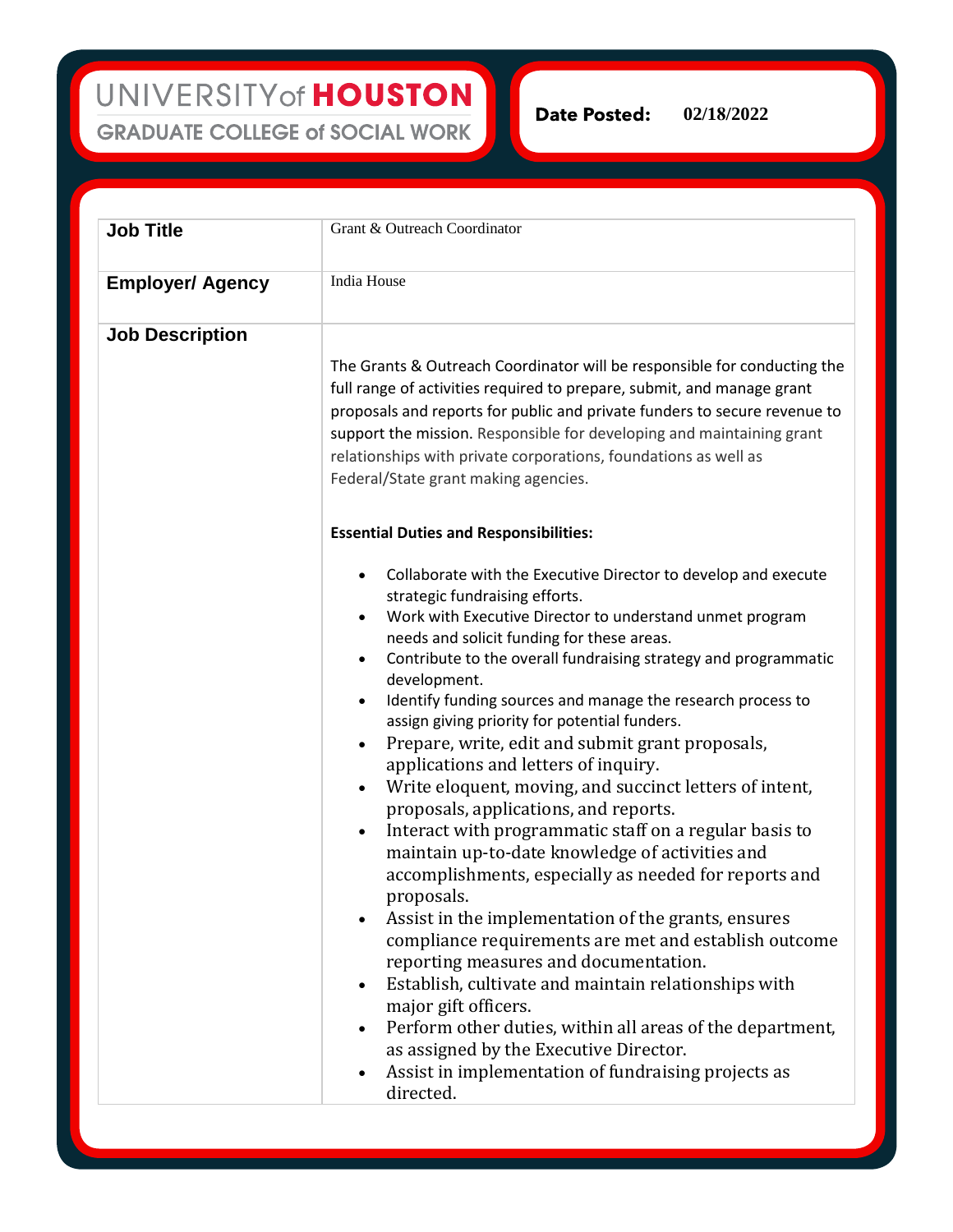UNIVERSITY of HOUSTON
GRADUATE COLLEGE of SOCIAL WORK

**Date Posted:** 02/18/2022

| **Job Title** | Grant & Outreach Coordinator |
|---|---|
| **Employer/ Agency** | India House |
| **Job Description** | The Grants & Outreach Coordinator will be responsible for conducting the full range of activities required to prepare, submit, and manage grant proposals and reports for public and private funders to secure revenue to support the mission. Responsible for developing and maintaining grant relationships with private corporations, foundations as well as Federal/State grant making agencies.<br><br>**Essential Duties and Responsibilities:**<br><br>• Collaborate with the Executive Director to develop and execute strategic fundraising efforts.<br>• Work with Executive Director to understand unmet program needs and solicit funding for these areas.<br>• Contribute to the overall fundraising strategy and programmatic development.<br>• Identify funding sources and manage the research process to assign giving priority for potential funders.<br>• Prepare, write, edit and submit grant proposals, applications and letters of inquiry.<br>• Write eloquent, moving, and succinct letters of intent, proposals, applications, and reports.<br>• Interact with programmatic staff on a regular basis to maintain up-to-date knowledge of activities and accomplishments, especially as needed for reports and proposals.<br>• Assist in the implementation of the grants, ensures compliance requirements are met and establish outcome reporting measures and documentation.<br>• Establish, cultivate and maintain relationships with major gift officers.<br>• Perform other duties, within all areas of the department, as assigned by the Executive Director.<br>• Assist in implementation of fundraising projects as directed. |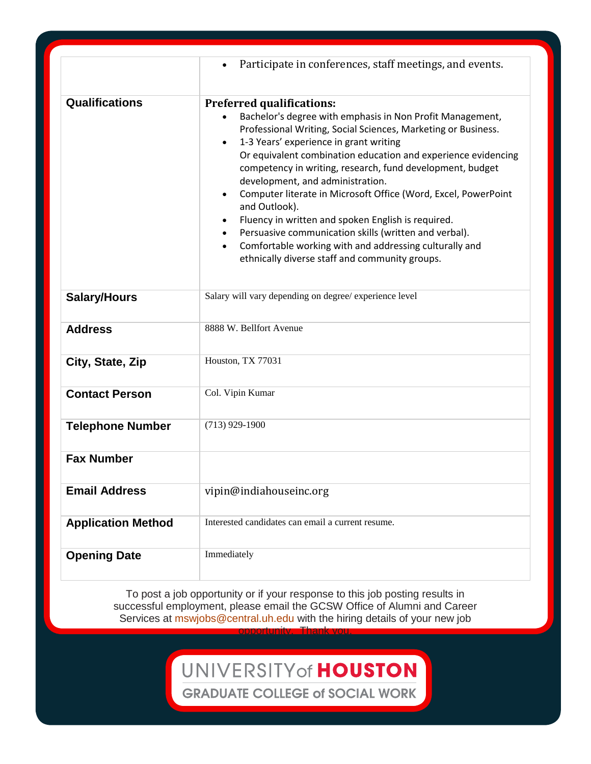| | |
|---|---|
| | • Participate in conferences, staff meetings, and events. |
| **Qualifications** | **Preferred qualifications:**<br>• Bachelor's degree with emphasis in Non Profit Management, Professional Writing, Social Sciences, Marketing or Business.<br>• 1-3 Years' experience in grant writing<br>Or equivalent combination education and experience evidencing competency in writing, research, fund development, budget development, and administration.<br>• Computer literate in Microsoft Office (Word, Excel, PowerPoint and Outlook).<br>• Fluency in written and spoken English is required.<br>• Persuasive communication skills (written and verbal).<br>• Comfortable working with and addressing culturally and ethnically diverse staff and community groups. |
| **Salary/Hours** | Salary will vary depending on degree/ experience level |
| **Address** | 8888 W. Bellfort Avenue |
| **City, State, Zip** | Houston, TX 77031 |
| **Contact Person** | Col. Vipin Kumar |
| **Telephone Number** | (713) 929-1900 |
| **Fax Number** | |
| **Email Address** | vipin@indiahouseinc.org |
| **Application Method** | Interested candidates can email a current resume. |
| **Opening Date** | Immediately |

To post a job opportunity or if your response to this job posting results in successful employment, please email the GCSW Office of Alumni and Career Services at mswjobs@central.uh.edu with the hiring details of your new job opportunity. Thank you.

UNIVERSITY of HOUSTON
GRADUATE COLLEGE of SOCIAL WORK